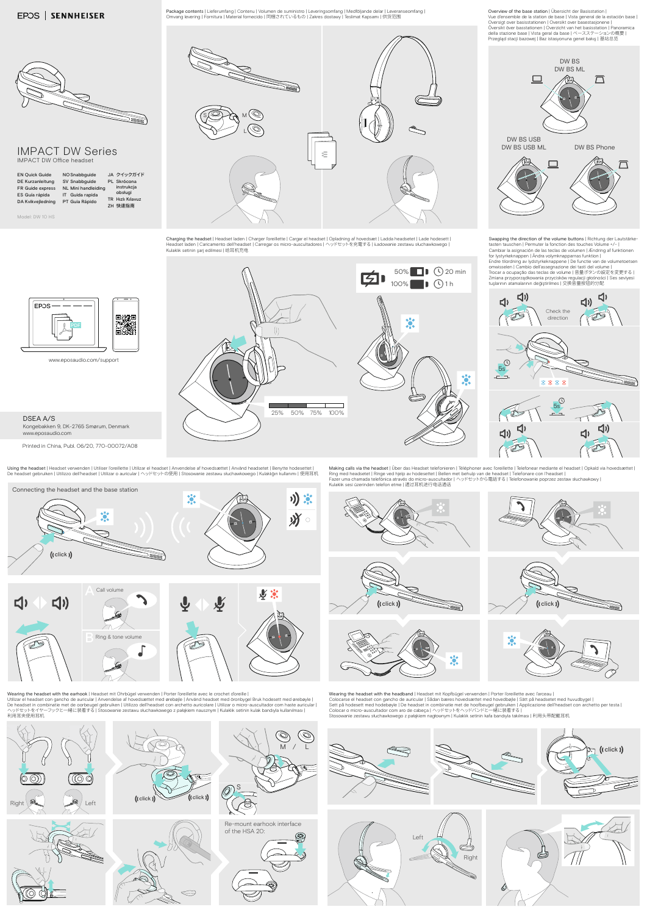EPOS | SENNHEISER

# IMPACT DW Series

IMPACT DW Office headset

EN Quick Guide
DE Kurzanleitung
FR Guide express
ES Guía rápida
DA Kvikvejledning

NO Snabbguide
SV Snabbguide
NL Mini handleiding
IT Guida rapida
PT Guia Rápido

JA クイックガイド
PL Skrócona instrukcja obsługi
TR Hızlı Kılavuz
ZH 快速指南

Model: DW 10 HS

www.eposaudio.com/support

DSEA A/S
Kongebakken 9, DK-2765 Smørum, Denmark
www.eposaudio.com

Printed in China, Publ. 06/20, 770-00072/A08

## Package contents | Lieferumfang | Contenu | Volumen de suministro | Leveringsomfang | Medföljande delar | Leveransomfang | Omvang levering | Fornitura | Material fornecido | 同梱されているもの | Zakres dostawy | Teslimat Kapsamı | 供货范围

S M L

## Overview of the base station | Übersicht der Basisstation | Vue d'ensemble de la station de base | Vista general de la estación base | Oversigt over basestationen | Oversikt over basestasjonene | Översikt över basstationen | Overzicht van het basisstation | Panoramica della stazione base | Vista geral da base | ベースステーションの概要 | Przegląd stacji bazowej | Baz istasyonuna genel bakış | 基站总览

DW BS
DW BS ML

DW BS USB
DW BS USB ML

DW BS Phone

## Charging the headset | Headset laden | Charger l'oreillette | Cargar el headset | Opladning af hovedsæt | Ladda headsetet | Lade hodesett | Headset laden | Caricamento dell'headset | Carregar os micro-auscultadores | ヘッドセットを充電する | Ładowanie zestawu słuchawkowego | Kulaklık setinin şarj edilmesi | 给耳机充电

50% — 20 min
100% — 1 h

25% 50% 75% 100%

## Swapping the direction of the volume buttons | Richtung der Lautstärketasten tauschen | Permuter la fonction des touches Volume +/- | Cambiar la asignación de las teclas de volumen | Ændring af funktionen for lydstyrkeknappen | Endre tilordning av lydstyrkeknappene | Ändra volymknapparnas funktion | De functie van de volumetoetsen omwisselen | Cambio dell'assegnazione dei tasti del volume | Trocar a ocupação das teclas de volume | 音量ボタンの設定を変更する | Zmiana przyporządkowania przycisków regulacji głośności | Ses seviyesi tuşlarının atamalarının değiştirilmesi | 交换音量按钮的分配

Check the direction

5s

5s

## Using the headset | Headset verwenden | Utiliser l'oreillette | Utilizar el headset | Anvendelse af hovedsættet | Använd headsetet | Bruke hodesettet | De headset gebruiken | Utilizzo dell'headset | Utilizar o auricular | ヘッドセットの使用 | Stosowanie zestawu słuchawkowego | Kulaklığın kullanımı | 使用耳机

Connecting the headset and the base station

((click))

A Call volume

B Ring & tone volume

## Making calls via the headset | Über das Headset telefonieren | Téléphoner avec l'oreillette | Telefonear mediante el headset | Opkald via hovedsættet | Ring med headsetet | Ringe ved hjelp av hodesettet | Bellen met behulp van de headset | Telefonare con l'headset | Fazer uma chamada telefónica através do micro-auscultador | ヘッドセットから電話する | Telefonowanie poprzez zestaw słuchawkowy | Kulaklık sesi üzerinden telefon etme | 通过耳机进行电话通话

((click))

((click))

## Wearing the headset with the earhook | Headset mit Ohrbügel verwenden | Porter l'oreillette avec le crochet d'oreille | Utilizar el headset con gancho de auricular | Anvendelse af hovedsættet med ørebøjle | Använd headset med örbygel | Bruk hodesett med ørebøyle | De headset in combinatie met de oorbeugel gebruiken | Utilizzo dell'headset con archetto auricolare | Utilizar o auricular com arco de orelha | ヘッドセットをイヤーフックと一緒に装着する | Stosowanie zestawu słuchawkowego z pałąkiem nausznym | Kulaklık setinin kulak bandıyla kullanılması | 利用耳夹使用耳机

Right Left

((click)) ((click))

M / L

S

Re-mount earhook interface of the HSA 20:

## Wearing the headset with the headband | Headset mit Kopfbügel verwenden | Porter l'oreillette avec l'arceau | Colocarse el headset con gancho de auricular | Sådan bæres hovedsættet med hovedbøjle | Sätt på headset med huvudbygel | Sett på hodesett med hodebøyle | De headset in combinatie met de hoofdbeugel gebruiken | Applicazione dell'headset con archetto per testa | Colocar o micro-auscultador com aro de cabeça | ヘッドセットをヘッドバンドと一緒に装着する | Stosowanie zestawu słuchawkowego z pałąkiem nagłownym | Kulaklık setinin kafa bandıyla takılması | 利用头带配戴耳机

((click))

Left Right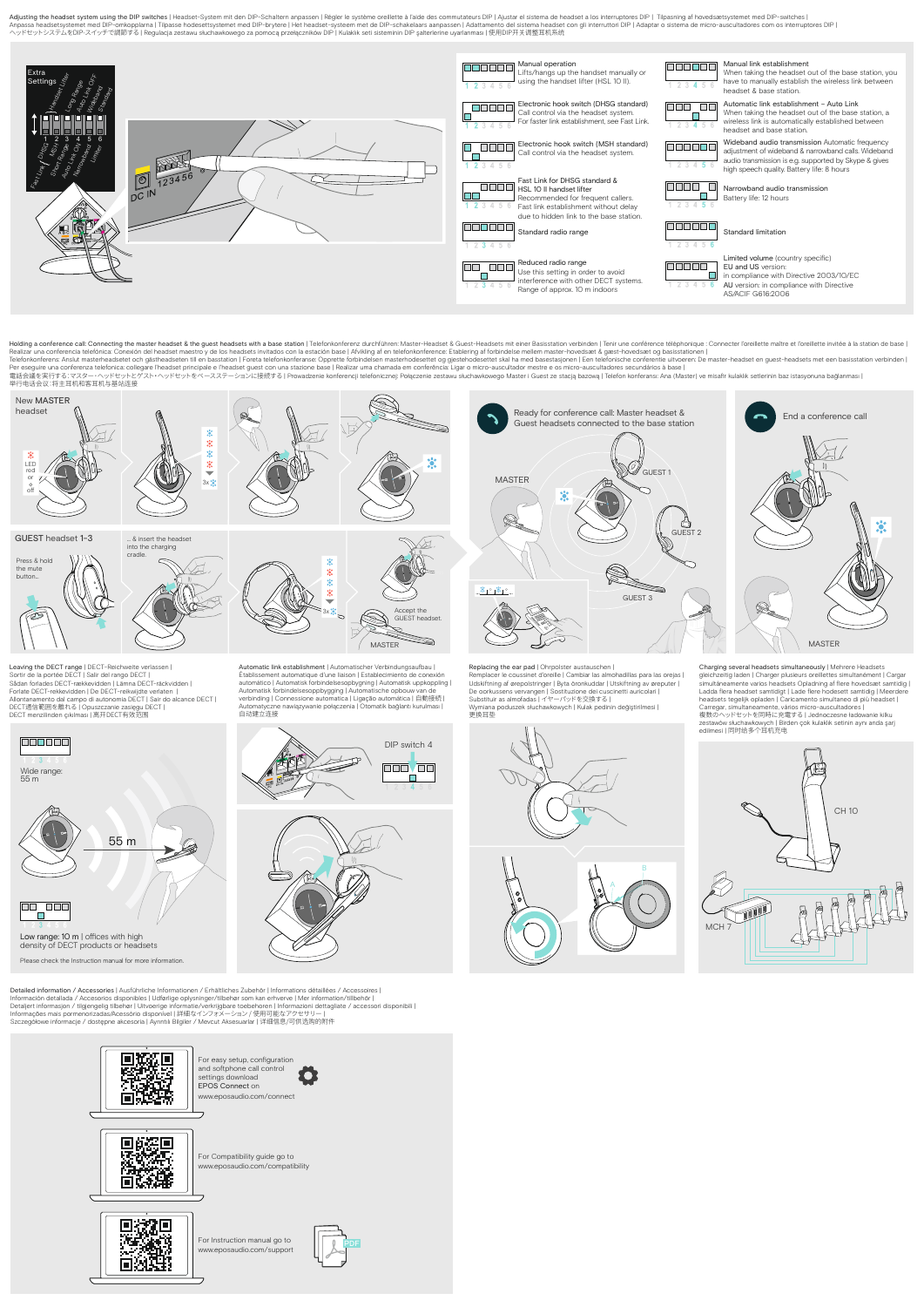Adjusting the headset system using the DIP switches | Headset-System mit den DIP-Schaltern anpassen | Régler le système oreillette à l'aide des commutateurs DIP | Ajustar el sistema de headset a los interruptores DIP | Tilpasning af hovedsætsystemet med DIP-switches | Anpassa headsetsystemet med DIP-omkopplarna | Tilpasse hodesettsystemet med DIP-brytere | Het headset-systeem met de DIP-schakelaars aanpassen | Adattamento del sistema headset con gli interruttori DIP | Adaptar o sistema de micro-auscultadores com os interruptores DIP | ヘッドセットシステムをDIP-スイッチで調節する | Regulacja zestawu słuchawkowego za pomocą przełączników DIP | Kulaklık seti sisteminin DIP şalterlerine uyarlanması | 使用DIP开关调整耳机系统

Extra Settings

Fast Link / DHSG / MSH / Short Range / Auto Link ON / Narrowband / Limit
Headset Lifter / Long Range / Auto Link OFF / Wideband / Standard

1 2 3 4 5 6

DC IN

123456

**Manual operation**
Lifts/hangs up the handset manually or using the handset lifter (HSL 10 II).

**Electronic hook switch (DHSG standard)**
Call control via the headset system.
For faster link establishment, see Fast Link.

**Electronic hook switch (MSH standard)**
Call control via the headset system.

**Fast Link for DHSG standard & HSL 10 II handset lifter**
Recommended for frequent callers.
Fast link establishment without delay due to hidden link to the base station.

**Standard radio range**

**Reduced radio range**
Use this setting in order to avoid interference with other DECT systems.
Range of approx. 10 m indoors

**Manual link establishment**
When taking the headset out of the base station, you have to manually establish the wireless link between headset & base station.

**Automatic link establishment – Auto Link**
When taking the headset out of the base station, a wireless link is automatically established between headset and base station.

**Wideband audio transmission** Automatic frequency adjustment of wideband & narrowband calls. Wideband audio transmission is e.g. supported by Skype & gives high speech quality. Battery life: 8 hours

**Narrowband audio transmission**
Battery life: 12 hours

**Standard limitation**

**Limited volume** (country specific)
EU and US version:
in compliance with Directive 2003/10/EC
AU version: in compliance with Directive AS/ACIF G616:2006

Holding a conference call: Connecting the master headset & the guest headsets with a base station | Telefonkonferenz durchführen: Master-Headset & Guest-Headsets mit einer Basisstation verbinden | Tenir une conférence téléphonique : Connecter l'oreillette maître et l'oreillette invitée à la station de base | Realizar una conferencia telefónica: Conexión del headset maestro y de los headsets invitados con la estación base | Afvikling af en telefonkonference: Etablering af forbindelse mellem master-hovedsæt & gæst-hovedsæt og basisstationen | Telefonkonferens: Anslut masterheadsetet och gästheadseten till en basstation | Foreta telefonkonferanse: Opprette forbindelsen masterhodesettet og gjestehodesettet skal ha med basestasjonen | Een telefonische conferentie uitvoeren: De master-headset en guest-headsets met een basisstation verbinden | Per eseguire una conferenza telefonica: collegare l'headset principale e l'headset guest con una stazione base | Realizar uma chamada em conferência: Ligar o micro-auscultador mestre e os micro-auscultadores secundários à base | 電話会議を実行する：マスター・ヘッドセットとゲスト・ヘッドセットをベースステーションに接続する | Prowadzenie konferencji telefonicznej: Połączenie zestawu słuchawkowego Master i Guest ze stacją bazową | Telefon konferansı: Ana (Master) ve misafir kulaklık setlerinin baz istasyonuna bağlanması | 举行电话会议：将主耳机和客耳机与基站连接

New MASTER headset

LED red or off

3x

GUEST headset 1-3

Press & hold the mute button...

... & insert the headset into the charging cradle.

3x

Accept the GUEST headset.

MASTER

Ready for conference call: Master headset & Guest headsets connected to the base station

MASTER

GUEST 1

GUEST 2

GUEST 3

End a conference call

MASTER

Leaving the DECT range | DECT-Reichweite verlassen | Sortir de la portée DECT | Salir del rango DECT | Sådan forlades DECT-rækkevidden | Lämna DECT-räckvidden | Forlate DECT-rekkevidden | De DECT-reikwijdte verlaten | Allontanamento dal campo di autonomia DECT | Sair do alcance DECT | DECT通信範囲を離れる | Opuszczanie zasięgu DECT | DECT menzilinden çıkılması | 离开DECT有效范围

Wide range:
55 m

55 m

Low range: 10 m | offices with high density of DECT products or headsets

Please check the Instruction manual for more information.

Automatic link establishment | Automatischer Verbindungsaufbau | Établissement automatique d'une liaison | Establecimiento de conexión automático | Automatisk forbindelsesopbygning | Automatisk uppkoppling | Automatisk forbindelsesopbygging | Automatische opbouw van de verbinding | Connessione automatica | Ligação automática | 自動接続 | Automatyczne nawiązywanie połączenia | Otomatik bağlantı kurulması | 自动建立连接

DIP switch 4

Replacing the ear pad | Ohrpolster austauschen | Remplacer le coussinet d'oreille | Cambiar las almohadillas para las orejas | Udskiftning af ørepolstringer | Byta öronkuddar | Utskiftning av øreputer | De oorkussens vervangen | Sostituzione dei cuscinetti auricolari | Substituir as almofadas | イヤーパッドを交換する | Wymiana poduszek słuchawkowych | Kulak pedinin değiştirilmesi | 更换耳垫

A

B

Charging several headsets simultaneously | Mehrere Headsets gleichzeitig laden | Charger plusieurs oreillettes simultanément | Cargar simultáneamente varios headsets Opladning af flere hovedsæt samtidig | Ladda flera headset samtidigt | Lade flere hodesett samtidig | Meerdere headsets tegelijk opladen | Caricamento simultaneo di più headset | Carregar, simultaneamente, vários micro-auscultadores | 複数のヘッドセットを同時に充電する | Jednoczesne ładowanie kilku zestawów słuchawkowych | Birden çok kulaklık setinin aynı anda şarj edilmesi | 同时给多个耳机充电

CH 10

MCH 7

Detailed information / Accessories | Ausführliche Informationen / Erhältliches Zubehör | Informations détaillées / Accessoires | Información detallada / Accesorios disponibles | Udførlige oplysninger/tilbehør som kan erhverve | Mer information/tillbehör | Detaljert informasjon / tilgjengelig tilbehør | Uitvoerige informatie/verkrijgbare toebehoren | Informazioni dettagliate / accessori disponibili | Informações mais pormenorizadas/Acessório disponível | 詳細なインフォメーション / 使用可能なアクセサリー | Szczegółowe informacje / dostępne akcesoria | Ayrıntılı Bilgiler / Mevcut Aksesuarlar | 详细信息/可供选购的附件

For easy setup, configuration and softphone call control settings download EPOS Connect on www.eposaudio.com/connect

For Compatibility guide go to www.eposaudio.com/compatibility

For Instruction manual go to www.eposaudio.com/support

PDF